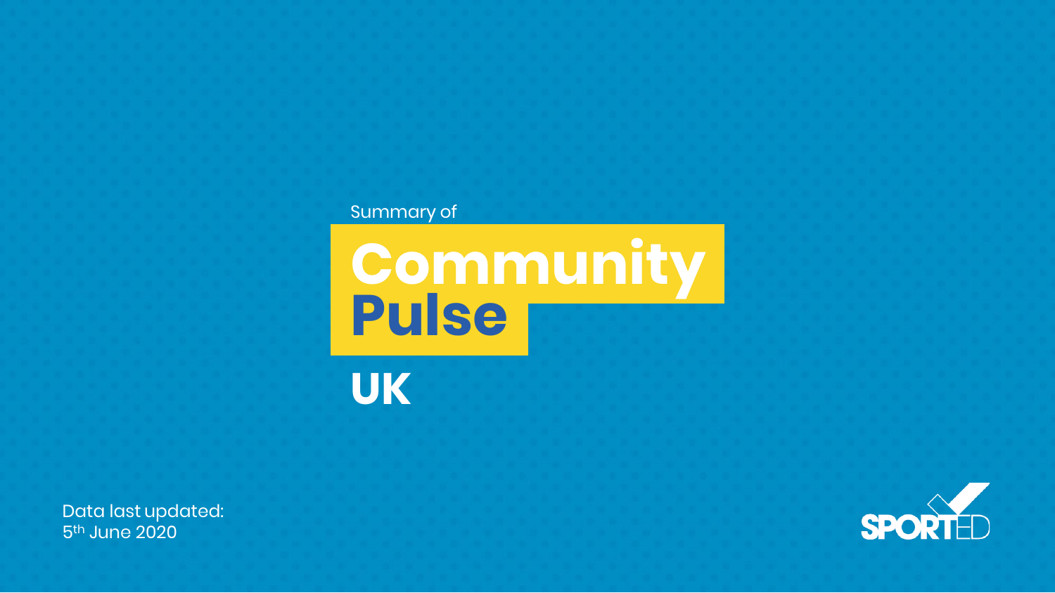Summary of

# Community Pulse

## UK

Data last updated:
5th June 2020

SPORTED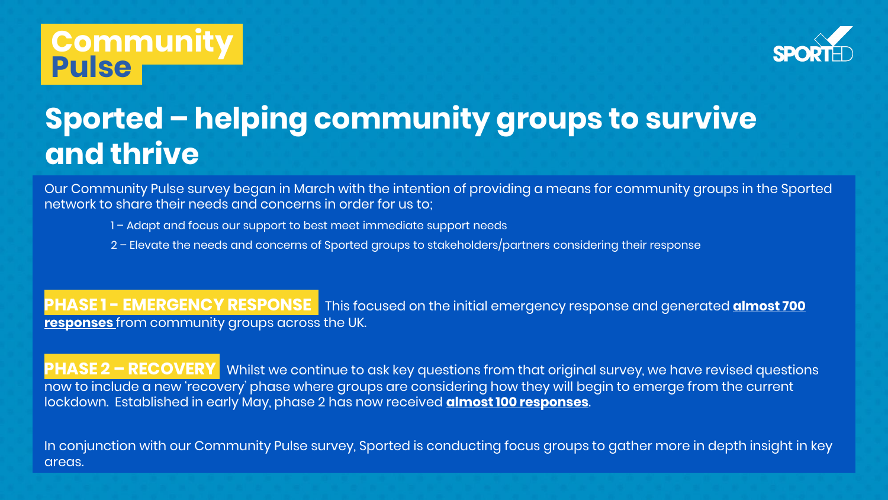**Community Pulse**

SPORTED

# Sported – helping community groups to survive and thrive

Our Community Pulse survey began in March with the intention of providing a means for community groups in the Sported network to share their needs and concerns in order for us to;

1 – Adapt and focus our support to best meet immediate support needs

2 – Elevate the needs and concerns of Sported groups to stakeholders/partners considering their response

**PHASE 1 - EMERGENCY RESPONSE** This focused on the initial emergency response and generated **almost 700 responses** from community groups across the UK.

**PHASE 2 – RECOVERY** Whilst we continue to ask key questions from that original survey, we have revised questions now to include a new 'recovery' phase where groups are considering how they will begin to emerge from the current lockdown. Established in early May, phase 2 has now received **almost 100 responses**.

In conjunction with our Community Pulse survey, Sported is conducting focus groups to gather more in depth insight in key areas.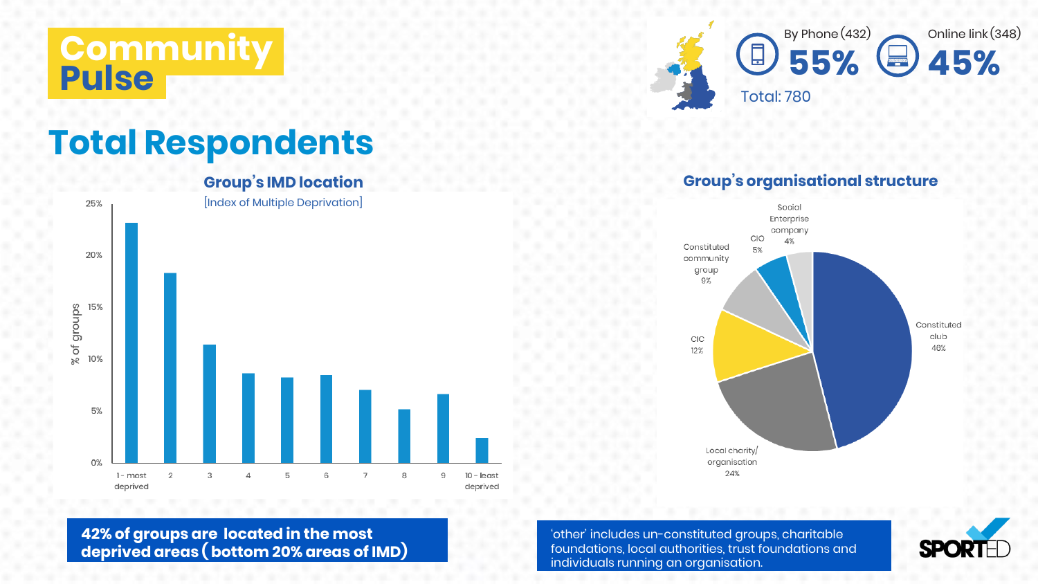# Community Pulse

By Phone (432) **55%**

Online link (348) **45%**

Total: 780

## Total Respondents

### Group's IMD location

[Index of Multiple Deprivation]

| IMD decile | % of groups (approx.) |
| --- | --- |
| 1 - most deprived | 23% |
| 2 | 18% |
| 3 | 11% |
| 4 | 9% |
| 5 | 8% |
| 6 | 8% |
| 7 | 7% |
| 8 | 5% |
| 9 | 7% |
| 10 - least deprived | 2% |

**42% of groups are located in the most deprived areas ( bottom 20% areas of IMD)**

### Group's organisational structure

| Structure | % |
| --- | --- |
| Constituted club | 46% |
| Local charity/ organisation | 24% |
| CIC | 12% |
| Constituted community group | 9% |
| CIO | 5% |
| Social Enterprise company | 4% |

'other' includes un-constituted groups, charitable foundations, local authorities, trust foundations and individuals running an organisation.

SPORTED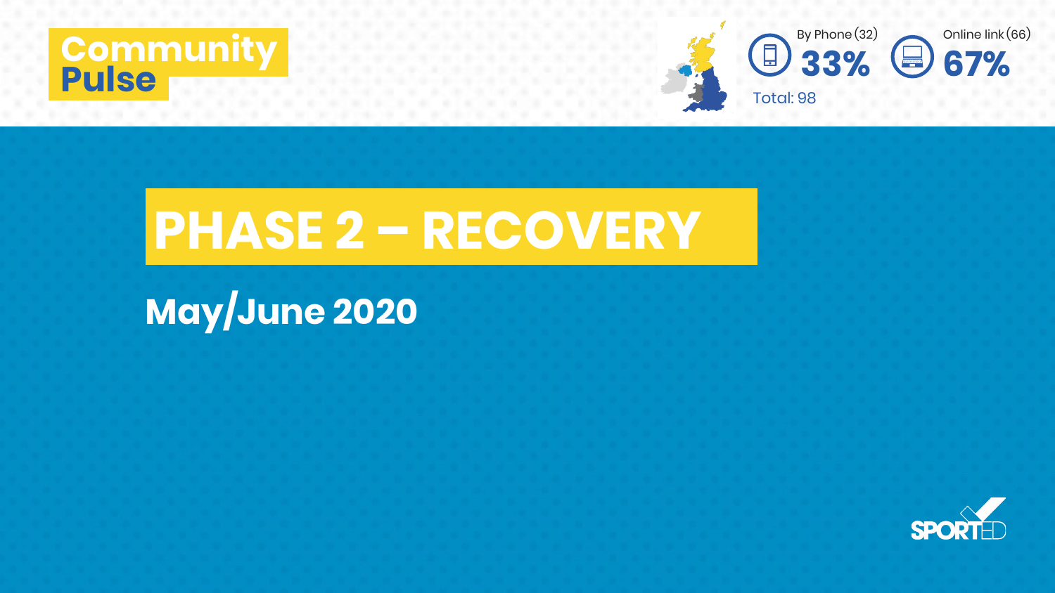Community Pulse

By Phone (32) 33%

Online link (66) 67%

Total: 98

# PHASE 2 – RECOVERY

## May/June 2020

SPORTED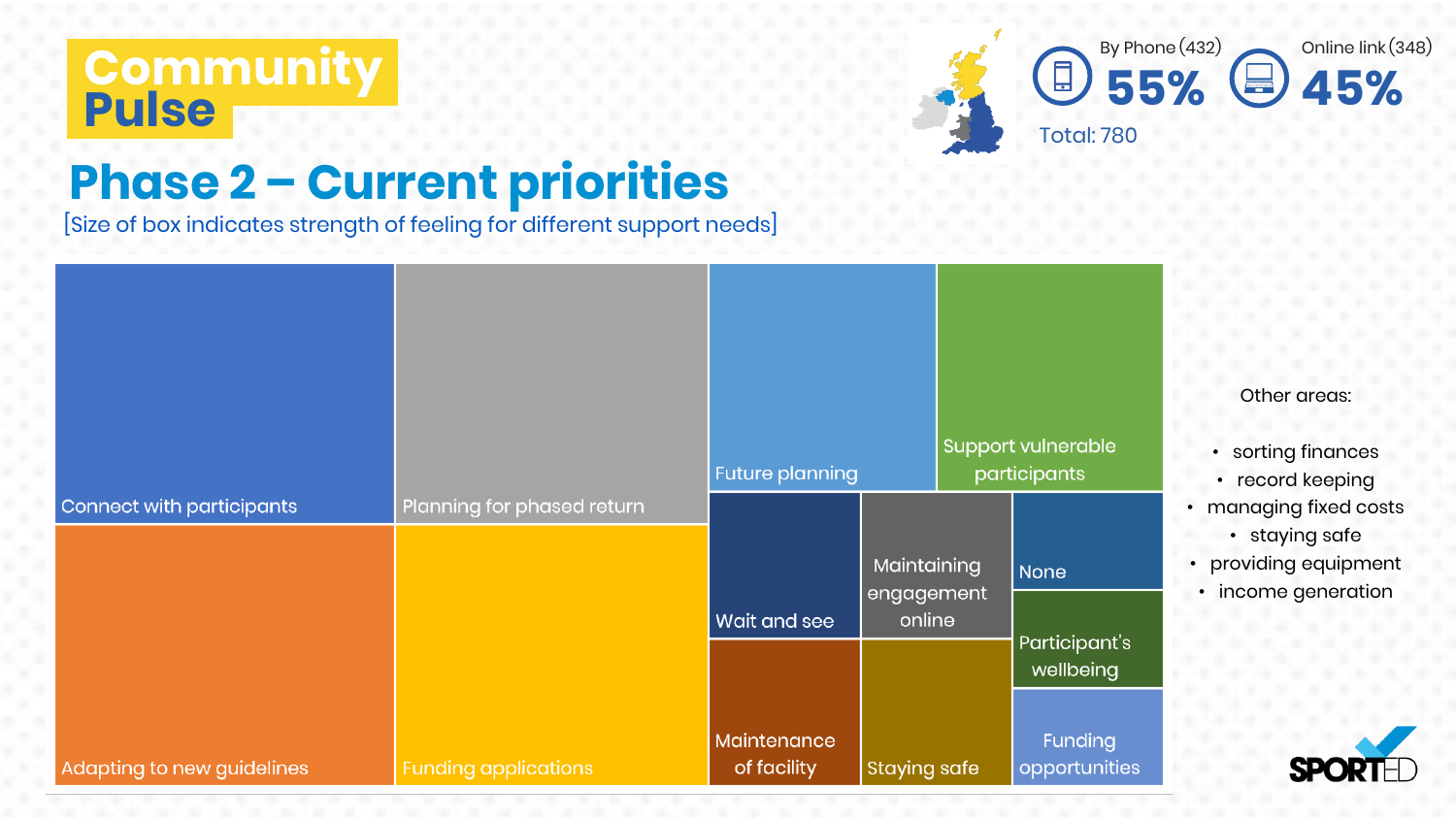# Community Pulse

## Phase 2 – Current priorities

[Size of box indicates strength of feeling for different support needs]

By Phone (432) **55%**

Online link (348) **45%**

Total: 780

- Connect with participants
- Planning for phased return
- Future planning
- Support vulnerable participants
- Adapting to new guidelines
- Funding applications
- Wait and see
- Maintaining engagement online
- None
- Participant's wellbeing
- Maintenance of facility
- Staying safe
- Funding opportunities

Other areas:

- sorting finances
- record keeping
- managing fixed costs
- staying safe
- providing equipment
- income generation

SPORTED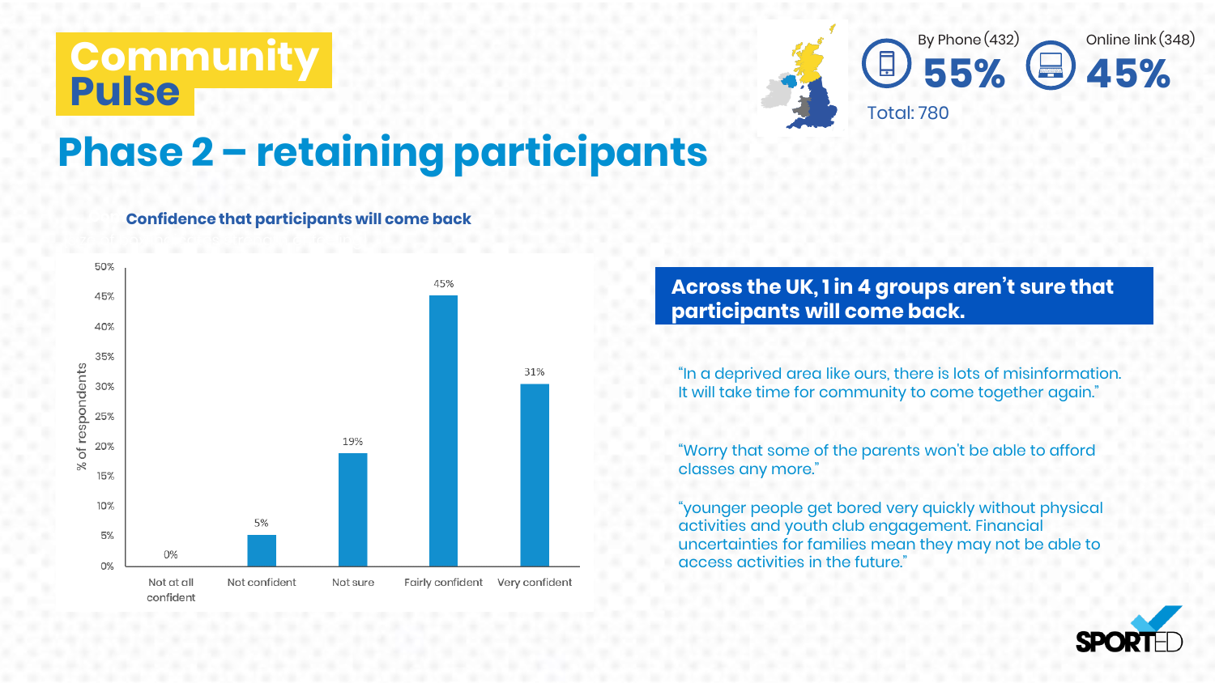# Community Pulse

By Phone (432) **55%**

Online link (348) **45%**

Total: 780

## Phase 2 – retaining participants

**Confidence that participants will come back**

| Response | % of respondents |
|---|---|
| Not at all confident | 0% |
| Not confident | 5% |
| Not sure | 19% |
| Fairly confident | 45% |
| Very confident | 31% |

**Across the UK, 1 in 4 groups aren't sure that participants will come back.**

"In a deprived area like ours, there is lots of misinformation. It will take time for community to come together again."

"Worry that some of the parents won't be able to afford classes any more."

"younger people get bored very quickly without physical activities and youth club engagement. Financial uncertainties for families mean they may not be able to access activities in the future."

SPORTED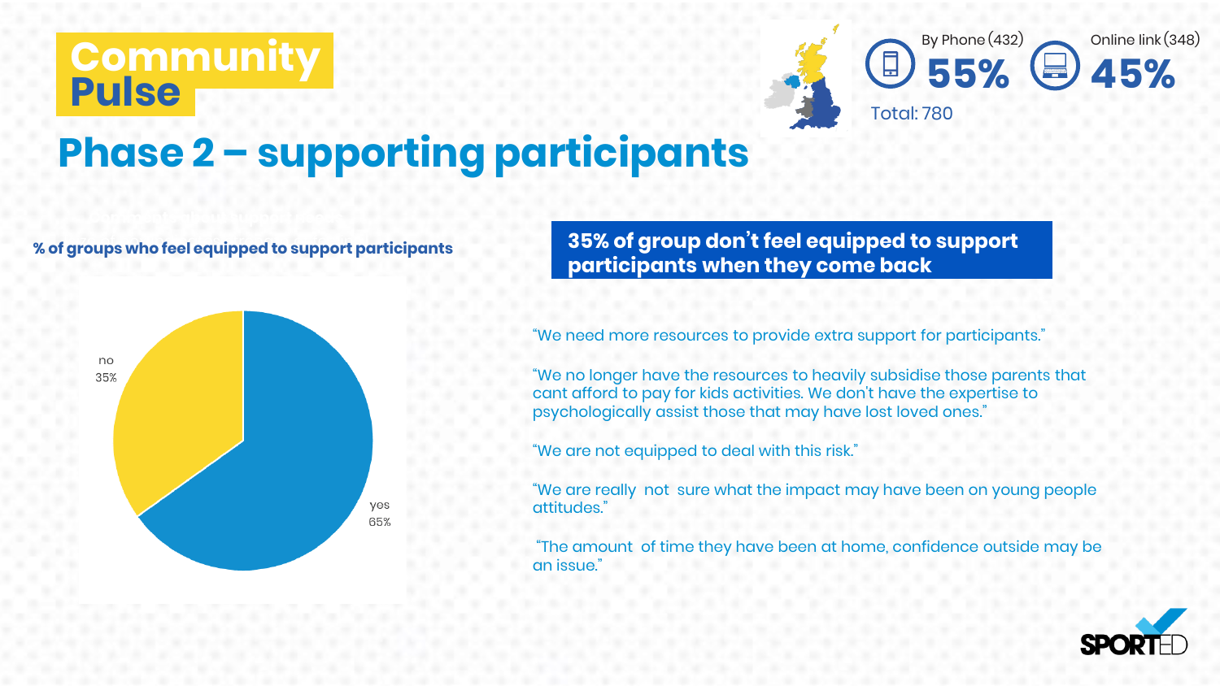# Community Pulse

## Phase 2 – supporting participants

By Phone (432) **55%**

Online link (348) **45%**

Total: 780

**% of groups who feel equipped to support participants**

no 35%

yes 65%

**35% of group don't feel equipped to support participants when they come back**

"We need more resources to provide extra support for participants."

"We no longer have the resources to heavily subsidise those parents that cant afford to pay for kids activities. We don't have the expertise to psychologically assist those that may have lost loved ones."

"We are not equipped to deal with this risk."

"We are really not sure what the impact may have been on young people attitudes."

"The amount of time they have been at home, confidence outside may be an issue."

SPORTED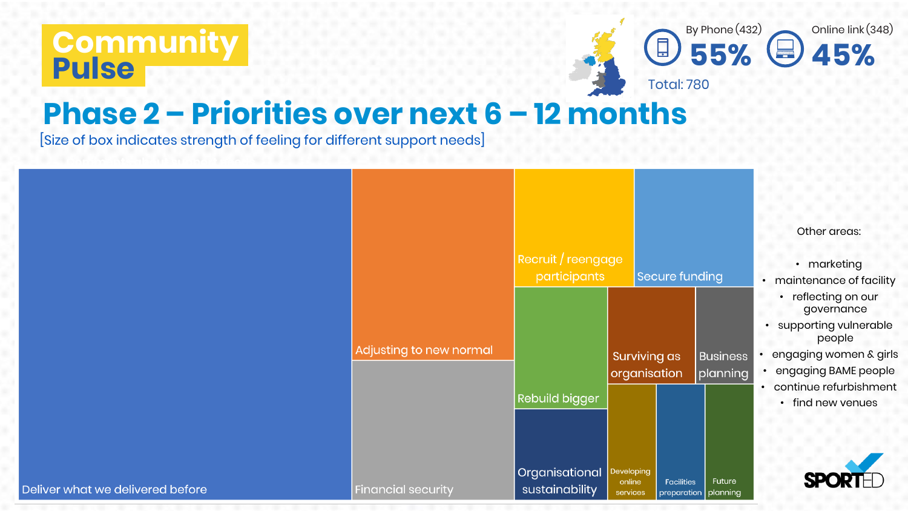# Community Pulse

By Phone (432) **55%**

Online link (348) **45%**

Total: 780

## Phase 2 – Priorities over next 6 – 12 months

[Size of box indicates strength of feeling for different support needs]

- Deliver what we delivered before
- Adjusting to new normal
- Financial security
- Recruit / reengage participants
- Secure funding
- Rebuild bigger
- Surviving as organisation
- Business planning
- Organisational sustainability
- Developing online services
- Facilities preparation
- Future planning

Other areas:

- marketing
- maintenance of facility
- reflecting on our governance
- supporting vulnerable people
- engaging women & girls
- engaging BAME people
- continue refurbishment
- find new venues

SPORTED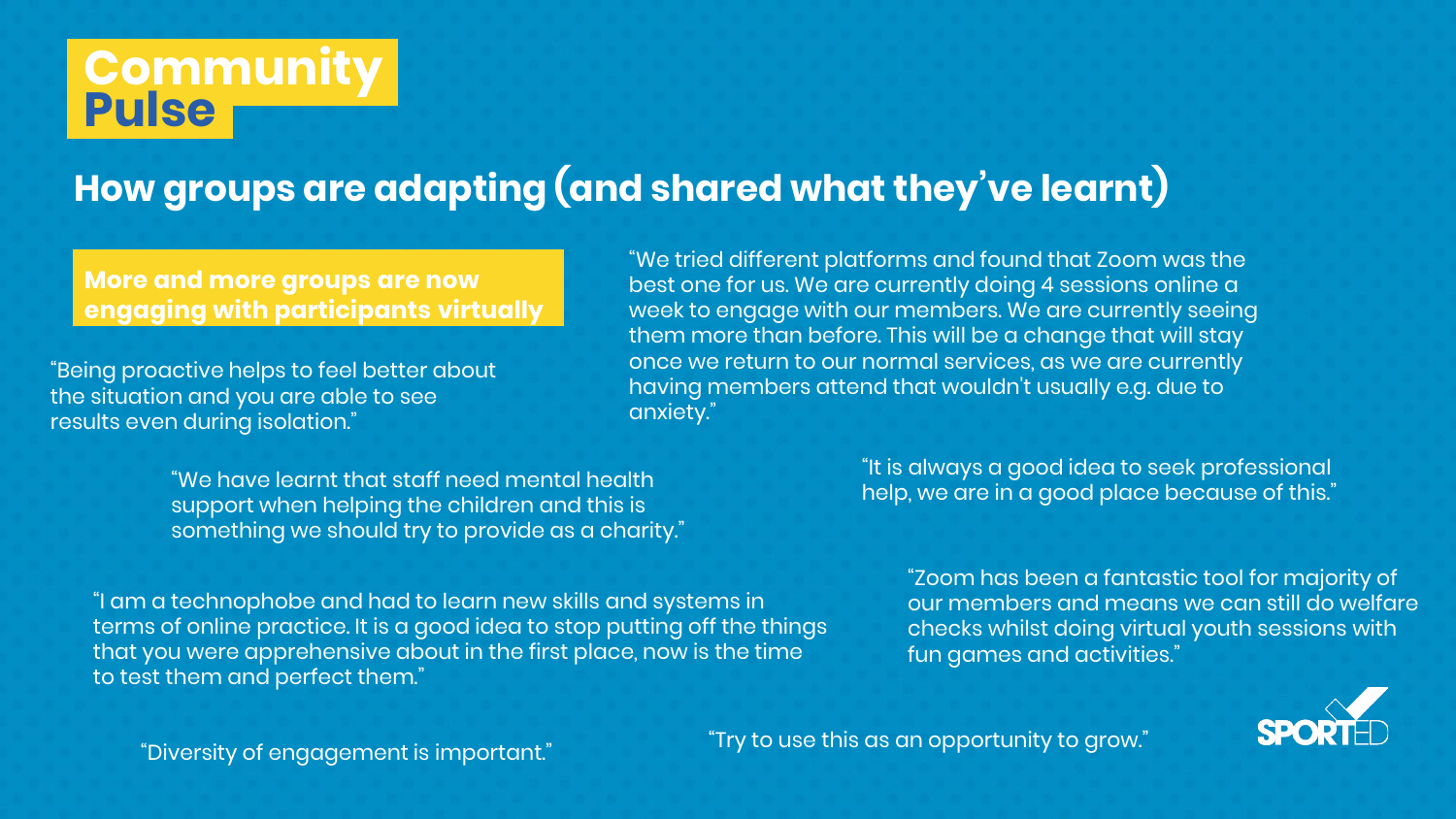# Community Pulse

## How groups are adapting (and shared what they've learnt)

**More and more groups are now engaging with participants virtually**

"Being proactive helps to feel better about the situation and you are able to see results even during isolation."

"We tried different platforms and found that Zoom was the best one for us. We are currently doing 4 sessions online a week to engage with our members. We are currently seeing them more than before. This will be a change that will stay once we return to our normal services, as we are currently having members attend that wouldn't usually e.g. due to anxiety."

"We have learnt that staff need mental health support when helping the children and this is something we should try to provide as a charity."

"It is always a good idea to seek professional help, we are in a good place because of this."

"I am a technophobe and had to learn new skills and systems in terms of online practice. It is a good idea to stop putting off the things that you were apprehensive about in the first place, now is the time to test them and perfect them."

"Zoom has been a fantastic tool for majority of our members and means we can still do welfare checks whilst doing virtual youth sessions with fun games and activities."

"Diversity of engagement is important."

"Try to use this as an opportunity to grow."

SPORTED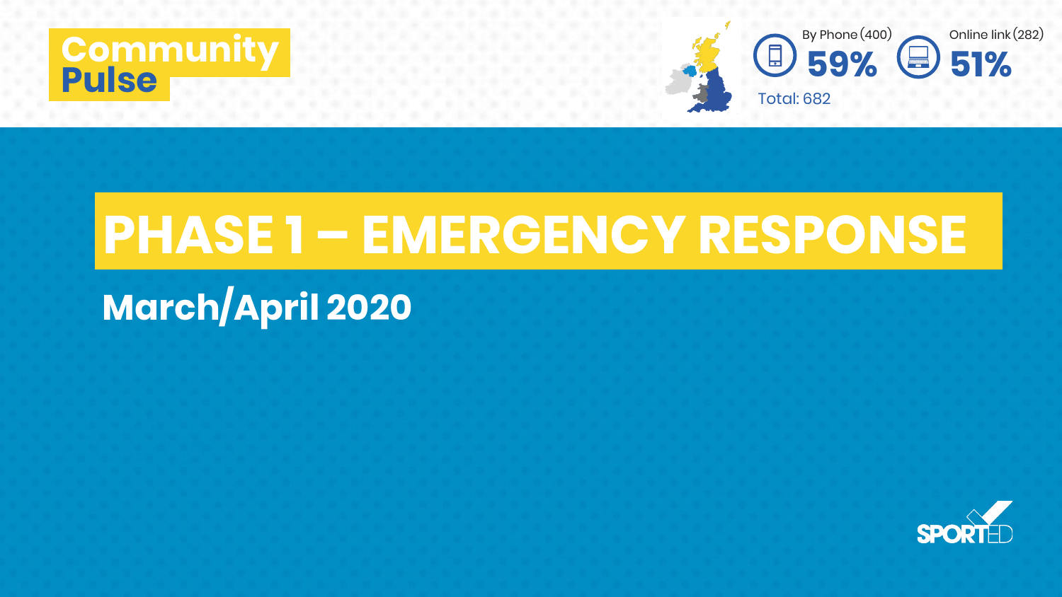Community Pulse

By Phone (400) **59%**

Online link (282) **51%**

Total: 682

# PHASE 1 – EMERGENCY RESPONSE

## March/April 2020

SPORTED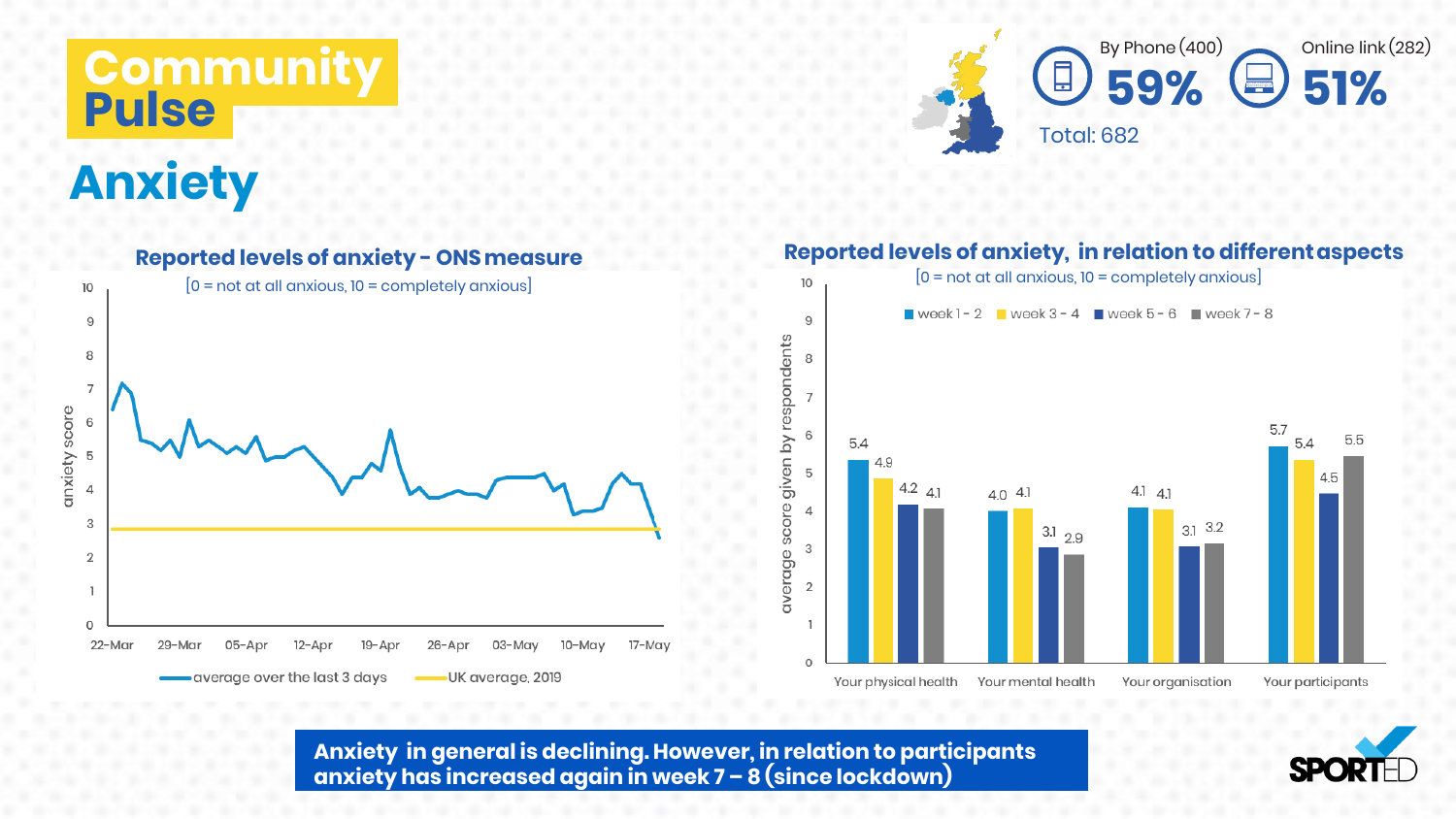# Community Pulse

## Anxiety

By Phone (400) **59%**

Online link (282) **51%**

Total: 682

### Reported levels of anxiety - ONS measure

[0 = not at all anxious, 10 = completely anxious]

Legend: average over the last 3 days; UK average, 2019

### Reported levels of anxiety, in relation to different aspects

[0 = not at all anxious, 10 = completely anxious]

Average score given by respondents:

| | week 1 - 2 | week 3 - 4 | week 5 - 6 | week 7 - 8 |
|---|---|---|---|---|
| Your physical health | 5.4 | 4.9 | 4.2 | 4.1 |
| Your mental health | 4.0 | 4.1 | 3.1 | 2.9 |
| Your organisation | 4.1 | 4.1 | 3.1 | 3.2 |
| Your participants | 5.7 | 5.4 | 4.5 | 5.5 |

**Anxiety in general is declining. However, in relation to participants anxiety has increased again in week 7 – 8 (since lockdown)**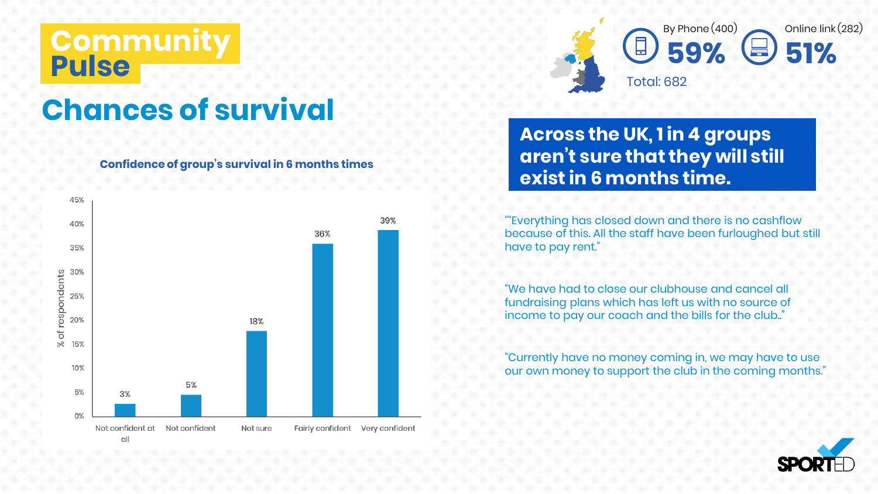# Community Pulse

By Phone (400) **59%**

Online link (282) **51%**

Total: 682

## Chances of survival

### Confidence of group's survival in 6 months times

| Response | % of respondents |
|---|---|
| Not confident at all | 3% |
| Not confident | 5% |
| Not sure | 18% |
| Fairly confident | 36% |
| Very confident | 39% |

**Across the UK, 1 in 4 groups aren't sure that they will still exist in 6 months time.**

""Everything has closed down and there is no cashflow because of this. All the staff have been furloughed but still have to pay rent."

"We have had to close our clubhouse and cancel all fundraising plans which has left us with no source of income to pay our coach and the bills for the club.."

"Currently have no money coming in, we may have to use our own money to support the club in the coming months."

SPORTED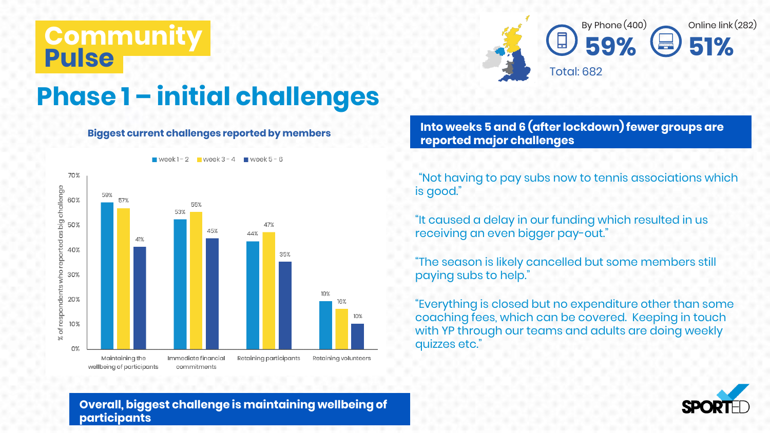# Community Pulse

## Phase 1 – initial challenges

By Phone (400) **59%**

Online link (282) **51%**

Total: 682

### Biggest current challenges reported by members

| Challenge | week 1 - 2 | week 3 - 4 | week 5 - 6 |
|---|---|---|---|
| Maintaining the wellbeing of participants | 59% | 57% | 41% |
| Immediate financial commitments | 53% | 55% | 45% |
| Retaining participants | 44% | 47% | 35% |
| Retaining volunteers | 19% | 16% | 10% |

% of respondents who reported as big challenge

**Overall, biggest challenge is maintaining wellbeing of participants**

**Into weeks 5 and 6 (after lockdown) fewer groups are reported major challenges**

"Not having to pay subs now to tennis associations which is good."

"It caused a delay in our funding which resulted in us receiving an even bigger pay-out."

"The season is likely cancelled but some members still paying subs to help."

"Everything is closed but no expenditure other than some coaching fees, which can be covered. Keeping in touch with YP through our teams and adults are doing weekly quizzes etc."

SPORTED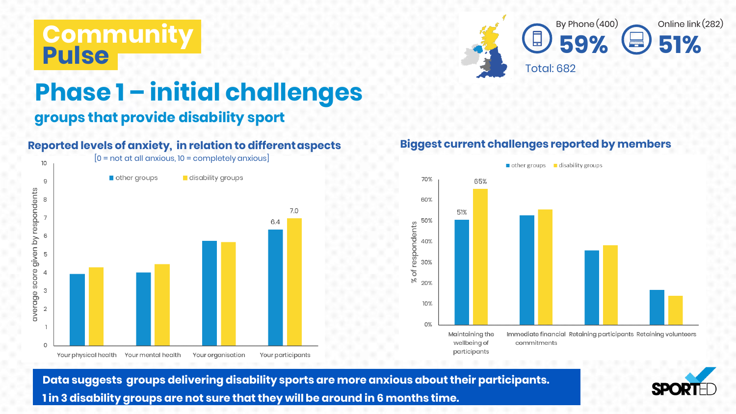# Community Pulse

## Phase 1 – initial challenges

### groups that provide disability sport

By Phone (400) **59%**

Online link (282) **51%**

Total: 682

### Reported levels of anxiety, in relation to different aspects

[0 = not at all anxious, 10 = completely anxious]

other groups · disability groups

average score given by respondents

| | other groups | disability groups |
| --- | --- | --- |
| Your physical health | | |
| Your mental health | | |
| Your organisation | | |
| Your participants | 6.4 | 7.0 |

### Biggest current challenges reported by members

other groups · disability groups

% of respondents

| | other groups | disability groups |
| --- | --- | --- |
| Maintaining the wellbeing of participants | 51% | 65% |
| Immediate financial commitments | | |
| Retaining participants | | |
| Retaining volunteers | | |

**Data suggests groups delivering disability sports are more anxious about their participants.**

**1 in 3 disability groups are not sure that they will be around in 6 months time.**

SPORTED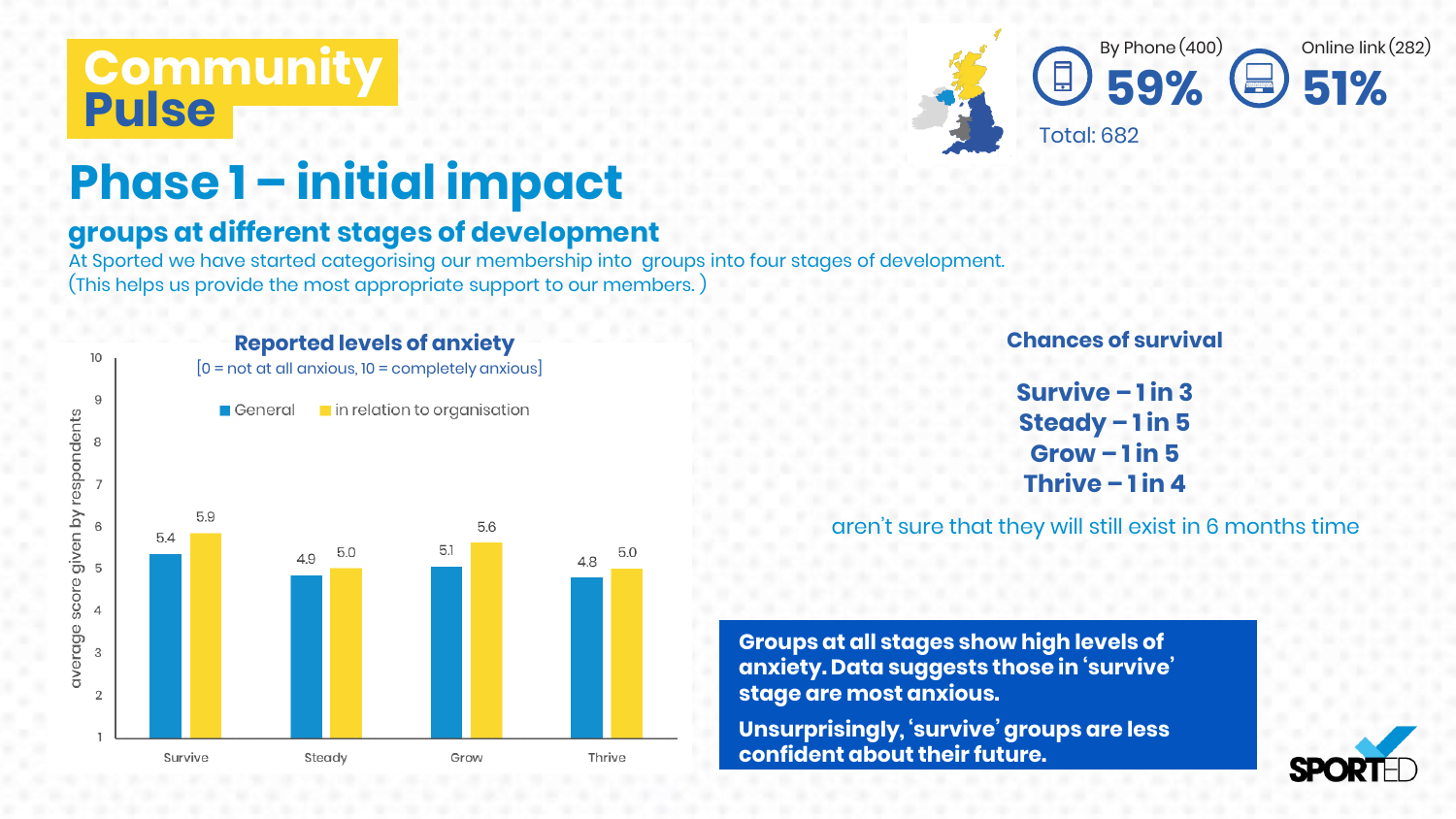# Community Pulse

By Phone (400) 59%

Online link (282) 51%

Total: 682

## Phase 1 – initial impact

### groups at different stages of development

At Sported we have started categorising our membership into groups into four stages of development. (This helps us provide the most appropriate support to our members. )

**Reported levels of anxiety**

[0 = not at all anxious, 10 = completely anxious]

| | General | in relation to organisation |
|---|---|---|
| Survive | 5.4 | 5.9 |
| Steady | 4.9 | 5.0 |
| Grow | 5.1 | 5.6 |
| Thrive | 4.8 | 5.0 |

average score given by respondents

**Chances of survival**

**Survive – 1 in 3**
**Steady – 1 in 5**
**Grow – 1 in 5**
**Thrive – 1 in 4**

aren't sure that they will still exist in 6 months time

**Groups at all stages show high levels of anxiety. Data suggests those in 'survive' stage are most anxious.**

**Unsurprisingly, 'survive' groups are less confident about their future.**

SPORTED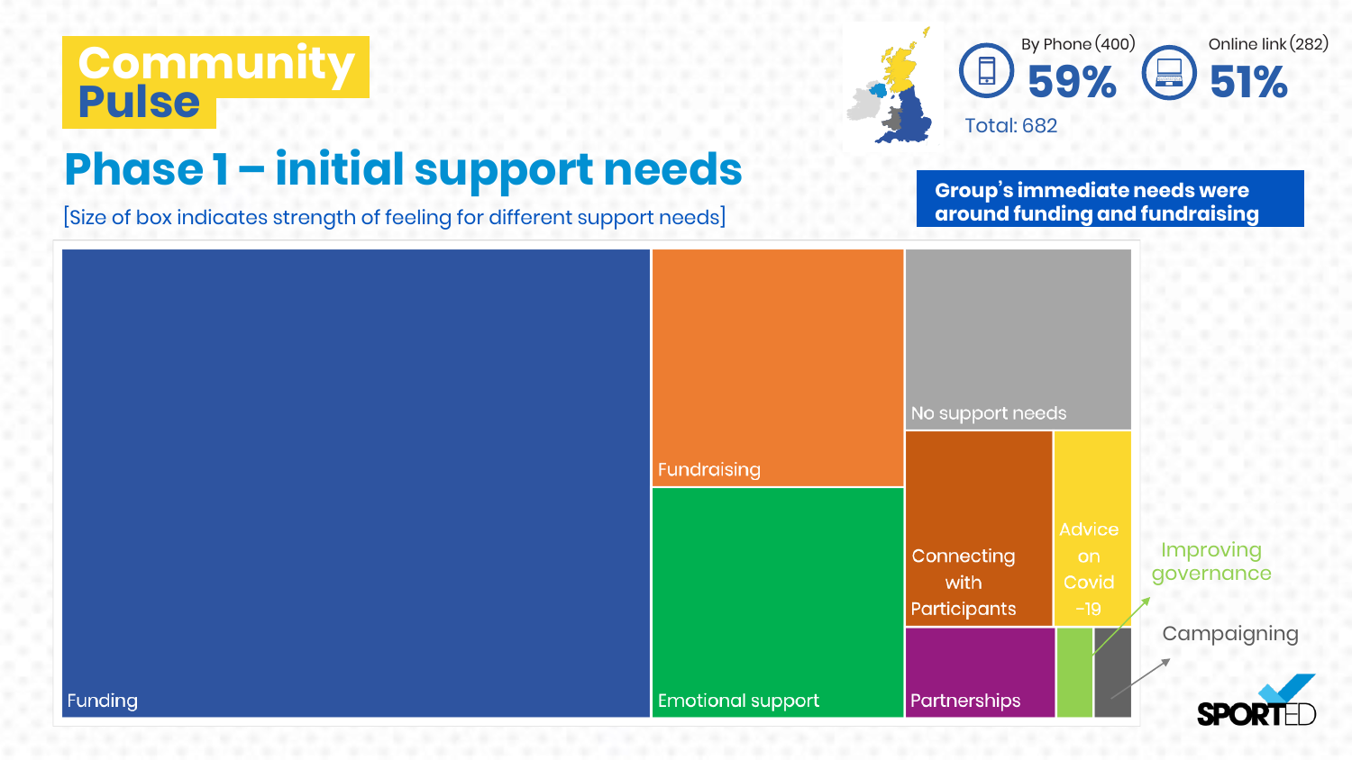# Community Pulse

## Phase 1 – initial support needs

[Size of box indicates strength of feeling for different support needs]

By Phone (400) **59%**

Online link (282) **51%**

Total: 682

**Group's immediate needs were around funding and fundraising**

- Funding
- Fundraising
- Emotional support
- No support needs
- Connecting with Participants
- Advice on Covid -19
- Partnerships
- Improving governance
- Campaigning

SPORTED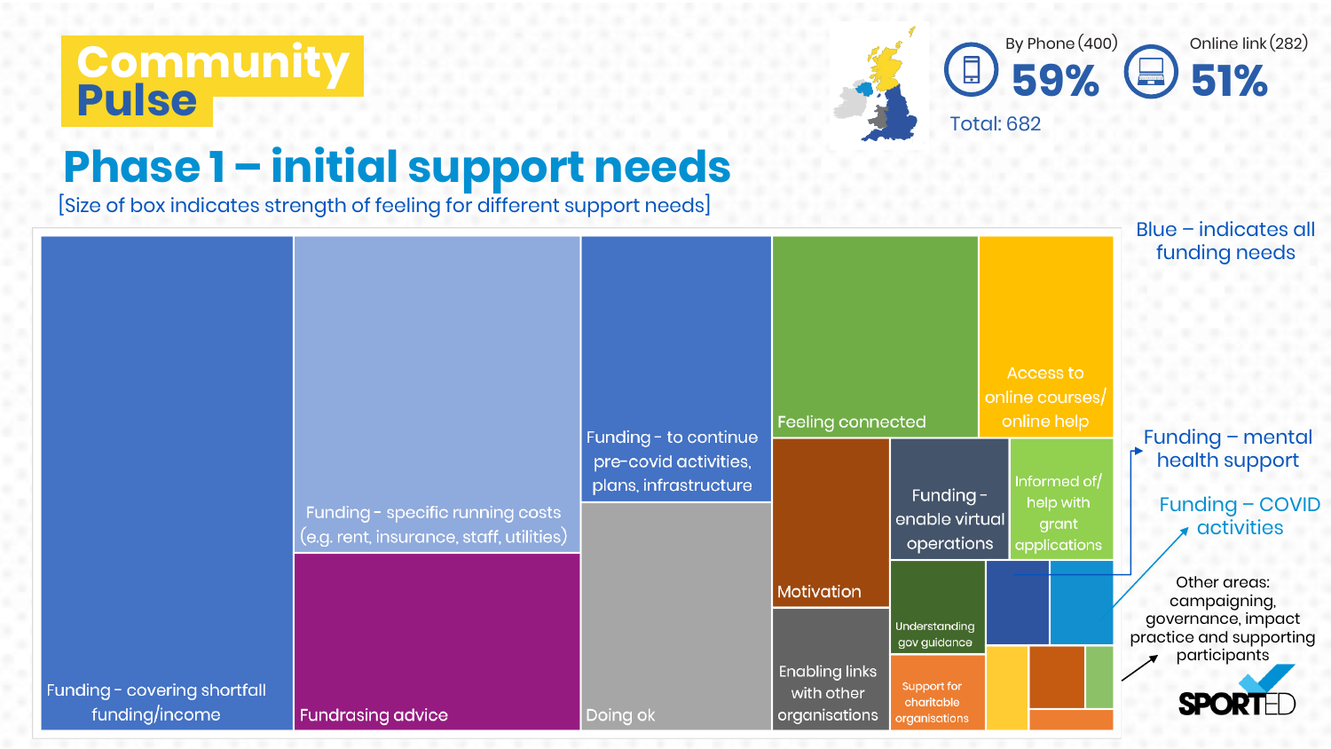# Community Pulse

## Phase 1 – initial support needs

[Size of box indicates strength of feeling for different support needs]

By Phone (400) **59%**

Online link (282) **51%**

Total: 682

- Funding - covering shortfall funding/income
- Funding - specific running costs (e.g. rent, insurance, staff, utilities)
- Fundrasing advice
- Funding - to continue pre-covid activities, plans, infrastructure
- Doing ok
- Feeling connected
- Access to online courses/ online help
- Motivation
- Funding - enable virtual operations
- Informed of/ help with grant applications
- Enabling links with other organisations
- Understanding gov guidance
- Support for charitable organisations

Blue – indicates all funding needs

Funding – mental health support

Funding – COVID activities

Other areas: campaigning, governance, impact practice and supporting participants

SPORTED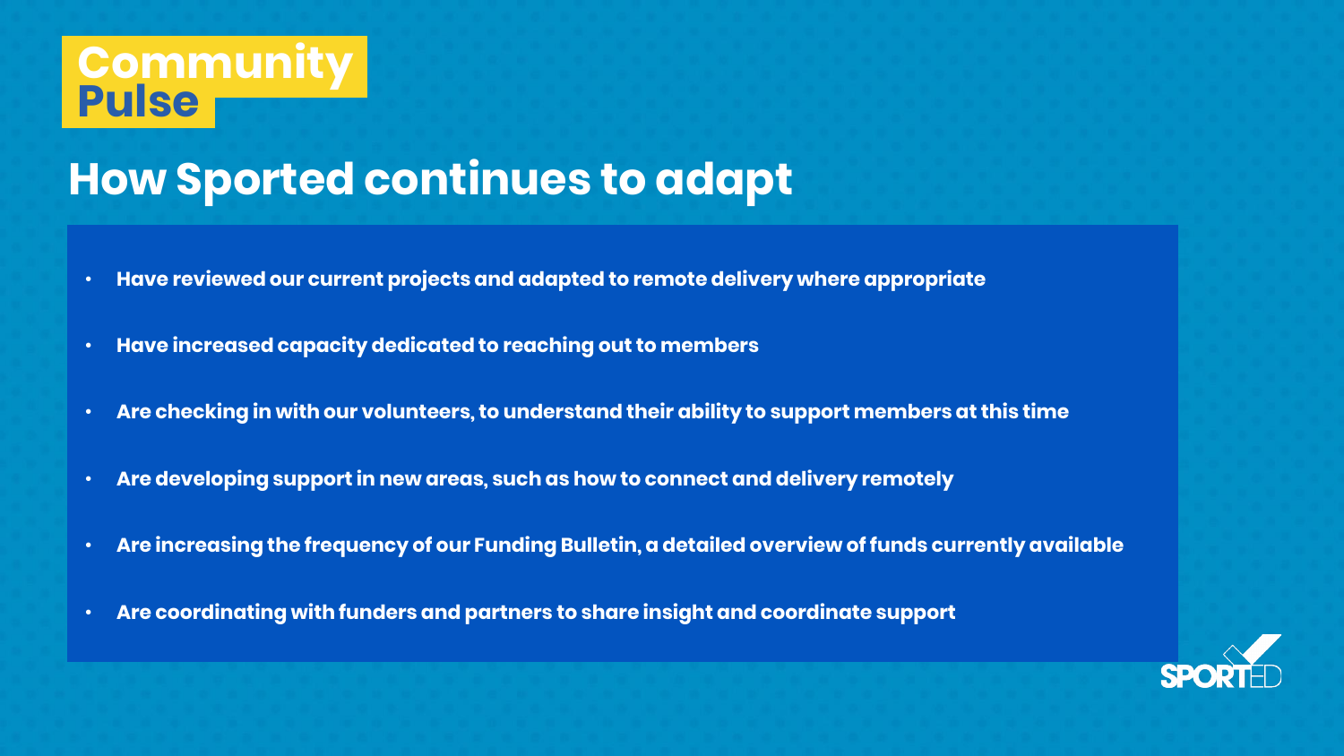Community Pulse

# How Sported continues to adapt

- Have reviewed our current projects and adapted to remote delivery where appropriate
- Have increased capacity dedicated to reaching out to members
- Are checking in with our volunteers, to understand their ability to support members at this time
- Are developing support in new areas, such as how to connect and delivery remotely
- Are increasing the frequency of our Funding Bulletin, a detailed overview of funds currently available
- Are coordinating with funders and partners to share insight and coordinate support

SPORTED